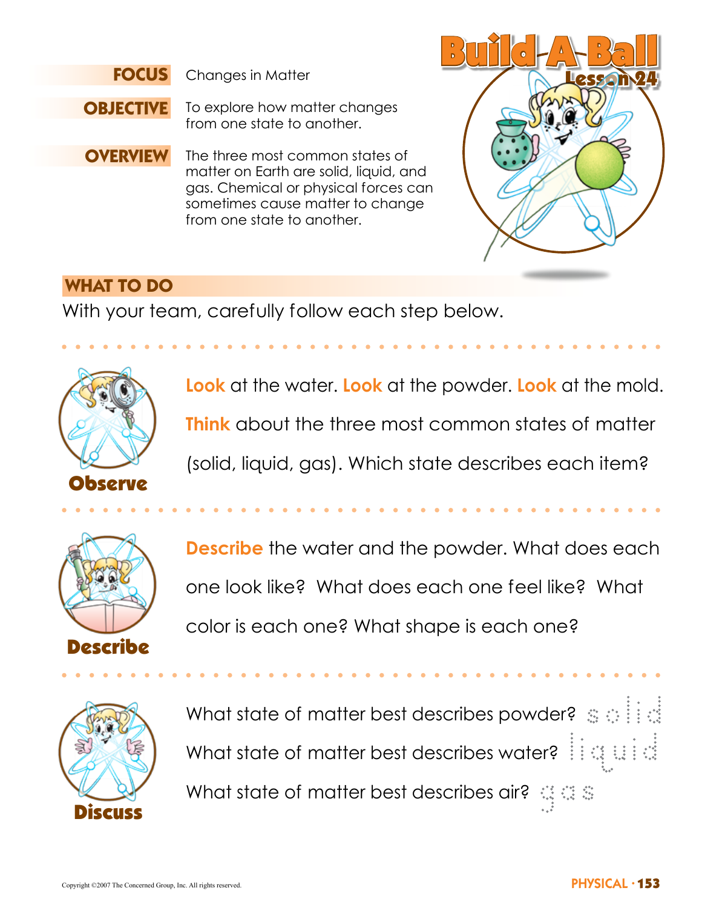# Build-A-Ball

## Lesson 24

**FOCUS** Changes in Matter

**OBJECTIVE** To explore how matter changes from one state to another.

**OVERVIEW** The three most common states of matter on Earth are solid, liquid, and gas. Chemical or physical forces can sometimes cause matter to change from one state to another.

## WHAT TO DO

With your team, carefully follow each step below.

### Observe

**Look** at the water. **Look** at the powder. **Look** at the mold. **Think** about the three most common states of matter (solid, liquid, gas). Which state describes each item?

### Describe

**Describe** the water and the powder. What does each one look like? What does each one feel like? What color is each one? What shape is each one?

### Discuss

What state of matter best describes powder? solid

What state of matter best describes water? liquid

What state of matter best describes air? gas

Copyright ©2007 The Concerned Group, Inc. All rights reserved.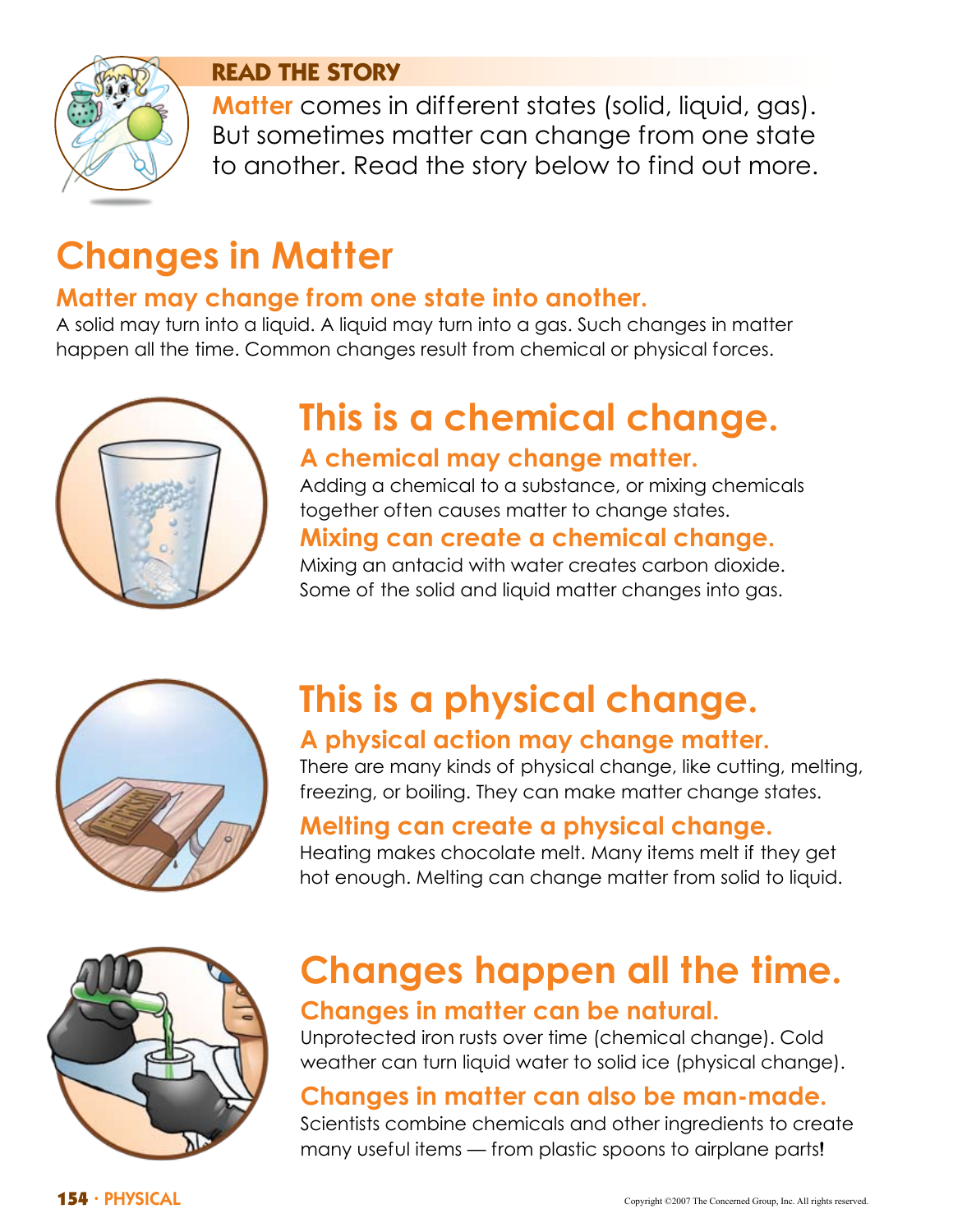**READ THE STORY**

**Matter** comes in different states (solid, liquid, gas). But sometimes matter can change from one state to another. Read the story below to find out more.

# Changes in Matter

### Matter may change from one state into another.

A solid may turn into a liquid. A liquid may turn into a gas. Such changes in matter happen all the time. Common changes result from chemical or physical forces.

## This is a chemical change.

### A chemical may change matter.

Adding a chemical to a substance, or mixing chemicals together often causes matter to change states.

### Mixing can create a chemical change.

Mixing an antacid with water creates carbon dioxide. Some of the solid and liquid matter changes into gas.

## This is a physical change.

### A physical action may change matter.

There are many kinds of physical change, like cutting, melting, freezing, or boiling. They can make matter change states.

### Melting can create a physical change.

Heating makes chocolate melt. Many items melt if they get hot enough. Melting can change matter from solid to liquid.

## Changes happen all the time.

### Changes in matter can be natural.

Unprotected iron rusts over time (chemical change). Cold weather can turn liquid water to solid ice (physical change).

### Changes in matter can also be man-made.

Scientists combine chemicals and other ingredients to create many useful items — from plastic spoons to airplane parts!

Copyright ©2007 The Concerned Group, Inc. All rights reserved.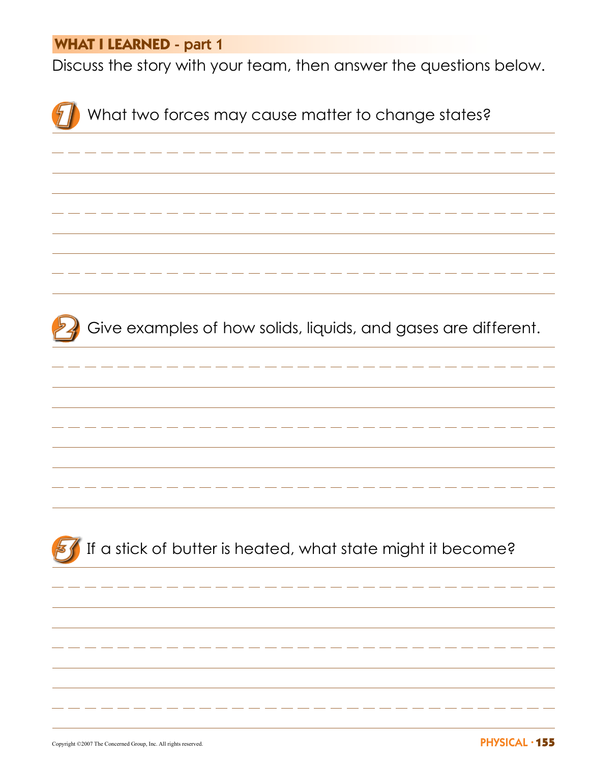## WHAT I LEARNED - part 1

Discuss the story with your team, then answer the questions below.

1. What two forces may cause matter to change states?

2. Give examples of how solids, liquids, and gases are different.

3. If a stick of butter is heated, what state might it become?

Copyright ©2007 The Concerned Group, Inc. All rights reserved.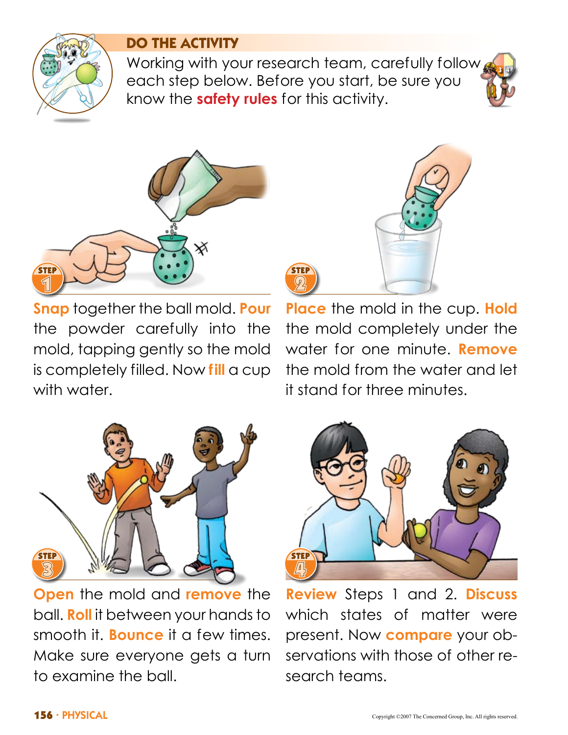## DO THE ACTIVITY

Working with your research team, carefully follow each step below. Before you start, be sure you know the **safety rules** for this activity.

**STEP 1**

**Snap** together the ball mold. **Pour** the powder carefully into the mold, tapping gently so the mold is completely filled. Now **fill** a cup with water.

**STEP 2**

**Place** the mold in the cup. **Hold** the mold completely under the water for one minute. **Remove** the mold from the water and let it stand for three minutes.

**STEP 3**

**Open** the mold and **remove** the ball. **Roll** it between your hands to smooth it. **Bounce** it a few times. Make sure everyone gets a turn to examine the ball.

**STEP 4**

**Review** Steps 1 and 2. **Discuss** which states of matter were present. Now **compare** your observations with those of other research teams.

Copyright ©2007 The Concerned Group, Inc. All rights reserved.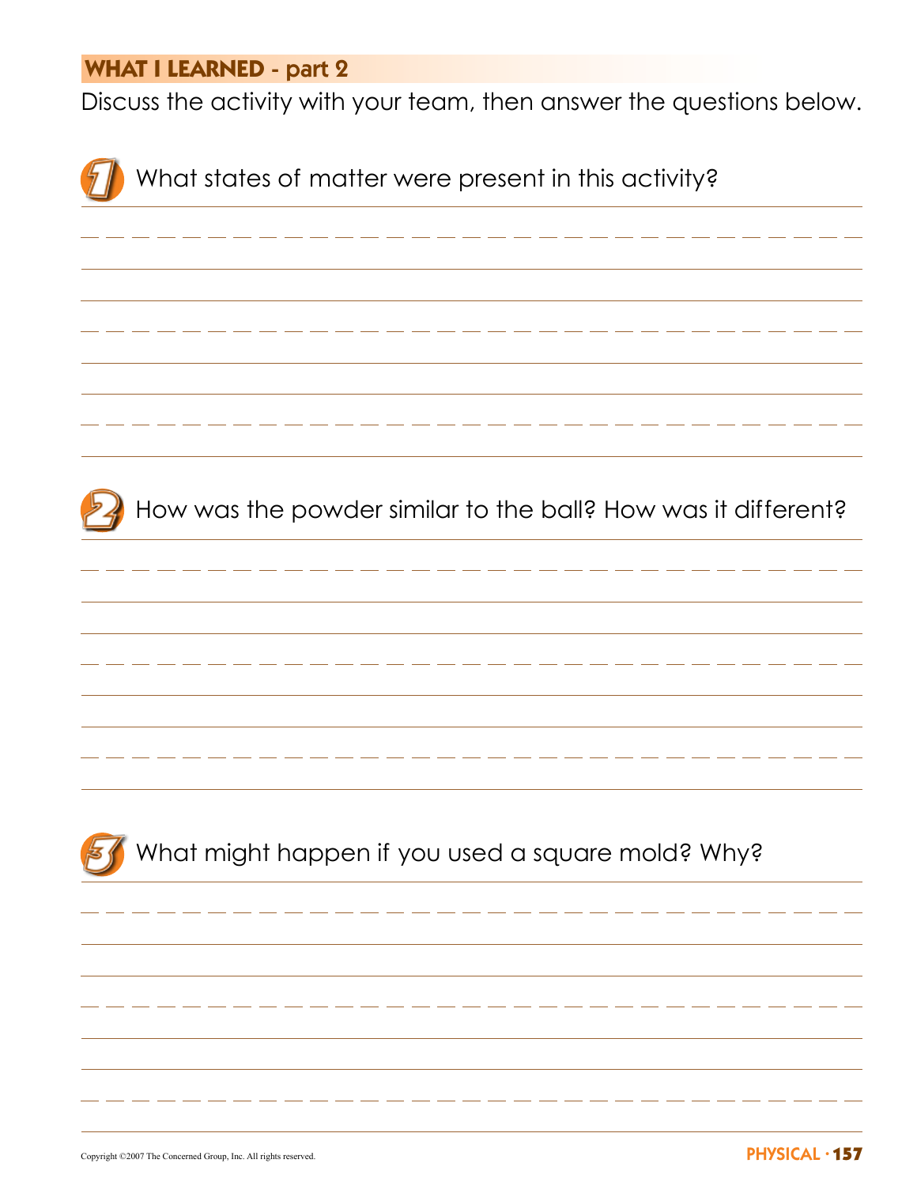## WHAT I LEARNED - part 2

Discuss the activity with your team, then answer the questions below.

1. What states of matter were present in this activity?

2. How was the powder similar to the ball? How was it different?

3. What might happen if you used a square mold? Why?

Copyright ©2007 The Concerned Group, Inc. All rights reserved.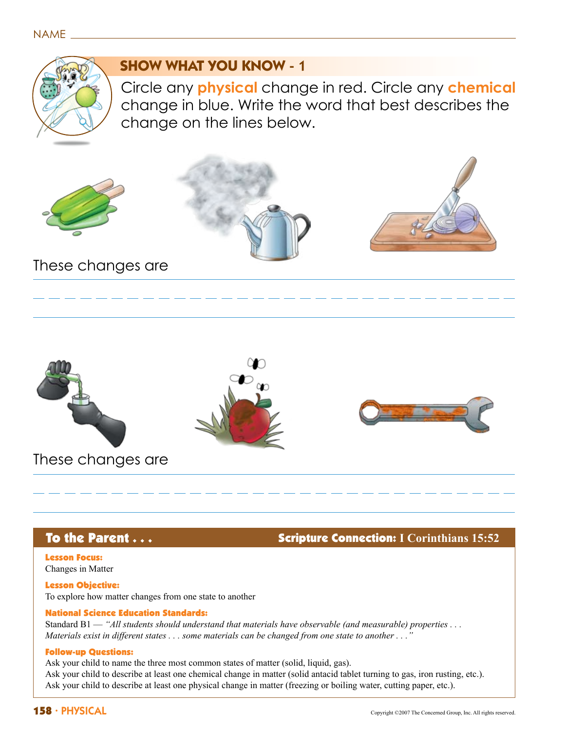NAME ______________________________

## SHOW WHAT YOU KNOW - 1

Circle any **physical** change in red. Circle any **chemical** change in blue. Write the word that best describes the change on the lines below.

These changes are

______________________________

These changes are

______________________________

## To the Parent . . .

**Scripture Connection:** I Corinthians 15:52

**Lesson Focus:**
Changes in Matter

**Lesson Objective:**
To explore how matter changes from one state to another

**National Science Education Standards:**
Standard B1 — *"All students should understand that materials have observable (and measurable) properties . . . Materials exist in different states . . . some materials can be changed from one state to another . . ."*

**Follow-up Questions:**
Ask your child to name the three most common states of matter (solid, liquid, gas).
Ask your child to describe at least one chemical change in matter (solid antacid tablet turning to gas, iron rusting, etc.).
Ask your child to describe at least one physical change in matter (freezing or boiling water, cutting paper, etc.).

Copyright ©2007 The Concerned Group, Inc. All rights reserved.